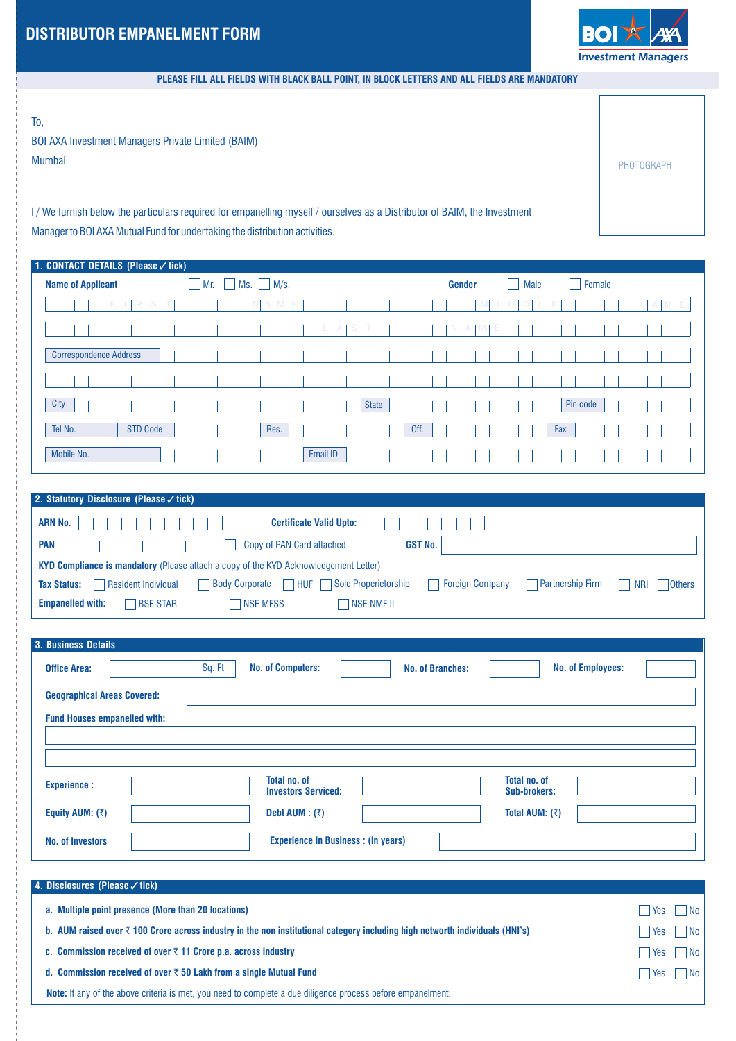# DISTRIBUTOR EMPANELMENT FORM

BOI AXA Investment Managers

**PLEASE FILL ALL FIELDS WITH BLACK BALL POINT, IN BLOCK LETTERS AND ALL FIELDS ARE MANDATORY**

To,
BOI AXA Investment Managers Private Limited (BAIM)
Mumbai

PHOTOGRAPH

I / We furnish below the particulars required for empanelling myself / ourselves as a Distributor of BAIM, the Investment Manager to BOI AXA Mutual Fund for undertaking the distribution activities.

## 1. CONTACT DETAILS (Please ✓ tick)

**Name of Applicant** ☐ Mr. ☐ Ms. ☐ M/s. **Gender** ☐ Male ☐ Female

FIRST NAME | MIDDLE NAME

LAST NAME

Correspondence Address

City | State | Pin code

Tel No. STD Code | Res. | Off. | Fax

Mobile No. | Email ID

## 2. Statutory Disclosure (Please ✓ tick)

**ARN No.** | **Certificate Valid Upto:**

**PAN** | ☐ Copy of PAN Card attached | **GST No.**

**KYD Compliance is mandatory** (Please attach a copy of the KYD Acknowledgement Letter)

**Tax Status:** ☐ Resident Individual ☐ Body Corporate ☐ HUF ☐ Sole Properietorship ☐ Foreign Company ☐ Partnership Firm ☐ NRI ☐ Others

**Empanelled with:** ☐ BSE STAR ☐ NSE MFSS ☐ NSE NMF II

## 3. Business Details

**Office Area:** Sq. Ft | **No. of Computers:** | **No. of Branches:** | **No. of Employees:**

**Geographical Areas Covered:**

**Fund Houses empanelled with:**

**Experience :** | **Total no. of Investors Serviced:** | **Total no. of Sub-brokers:**

**Equity AUM: (₹)** | **Debt AUM : (₹)** | **Total AUM: (₹)**

**No. of Investors** | **Experience in Business : (in years)**

## 4. Disclosures (Please ✓ tick)

a. **Multiple point presence (More than 20 locations)** ☐ Yes ☐ No

b. **AUM raised over ₹ 100 Crore across industry in the non institutional category including high networth individuals (HNI's)** ☐ Yes ☐ No

c. **Commission received of over ₹ 11 Crore p.a. across industry** ☐ Yes ☐ No

d. **Commission received of over ₹ 50 Lakh from a single Mutual Fund** ☐ Yes ☐ No

**Note:** If any of the above criteria is met, you need to complete a due diligence process before empanelment.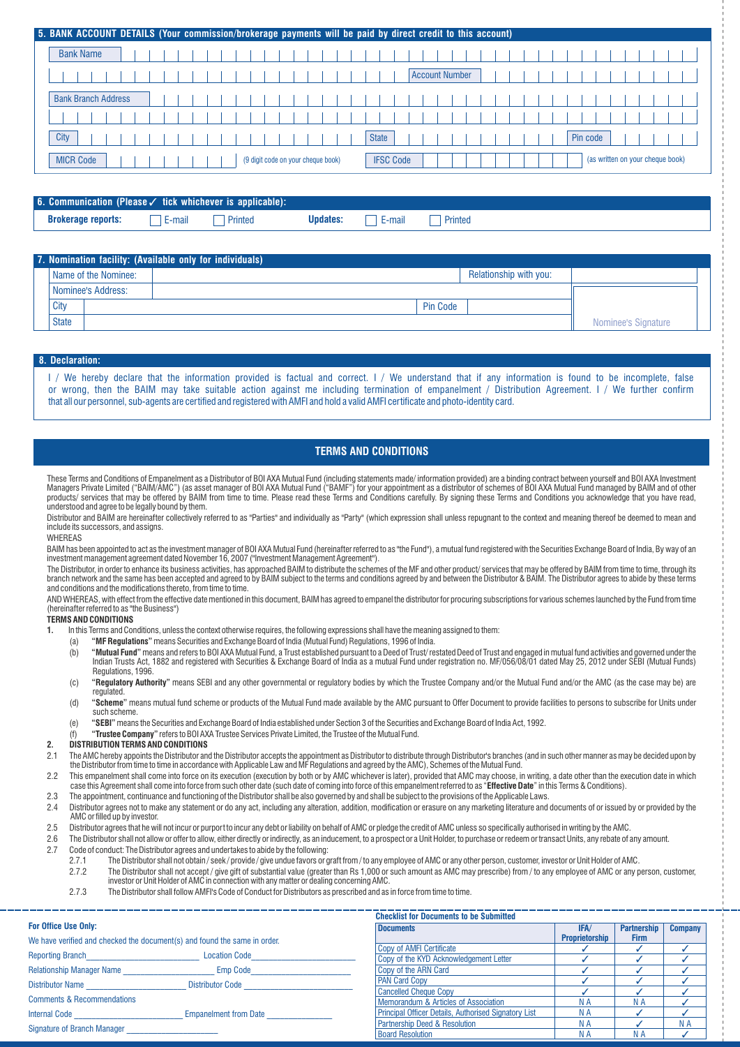## 5. BANK ACCOUNT DETAILS (Your commission/brokerage payments will be paid by direct credit to this account)

Bank Name

Account Number

Bank Branch Address

City | State | Pin code

MICR Code (9 digit code on your cheque book) | IFSC Code (as written on your cheque book)

## 6. Communication (Please ✓ tick whichever is applicable):

**Brokerage reports:** ☐ E-mail ☐ Printed **Updates:** ☐ E-mail ☐ Printed

## 7. Nomination facility: (Available only for individuals)

| Name of the Nominee: | | Relationship with you: | |
|---|---|---|---|
| Nominee's Address: | | | |
| City | | Pin Code | |
| State | | | Nominee's Signature |

## 8. Declaration:

I / We hereby declare that the information provided is factual and correct. I / We understand that if any information is found to be incomplete, false or wrong, then the BAIM may take suitable action against me including termination of empanelment / Distribution Agreement. I / We further confirm that all our personnel, sub-agents are certified and registered with AMFI and hold a valid AMFI certificate and photo-identity card.

## TERMS AND CONDITIONS

These Terms and Conditions of Empanelment as a Distributor of BOI AXA Mutual Fund (including statements made/ information provided) are a binding contract between yourself and BOI AXA Investment Managers Private Limited ("BAIM/AMC") (as asset manager of BOI AXA Mutual Fund ("BAMF") for your appointment as a distributor of schemes of BOI AXA Mutual Fund managed by BAIM and of other products/ services that may be offered by BAIM from time to time. Please read these Terms and Conditions carefully. By signing these Terms and Conditions you acknowledge that you have read, understood and agree to be legally bound by them.

Distributor and BAIM are hereinafter collectively referred to as "Parties" and individually as "Party" (which expression shall unless repugnant to the context and meaning thereof be deemed to mean and include its successors, and assigns.

WHEREAS

BAIM has been appointed to act as the investment manager of BOI AXA Mutual Fund (hereinafter referred to as "the Fund"), a mutual fund registered with the Securities Exchange Board of India, By way of an investment management agreement dated November 16, 2007 ("Investment Management Agreement").

The Distributor, in order to enhance its business activities, has approached BAIM to distribute the schemes of the MF and other product/ services that may be offered by BAIM from time to time, through its branch network and the same has been accepted and agreed to by BAIM subject to the terms and conditions agreed by and between the Distributor & BAIM. The Distributor agrees to abide by these terms and conditions and the modifications thereto, from time to time.

AND WHEREAS, with effect from the effective date mentioned in this document, BAIM has agreed to empanel the distributor for procuring subscriptions for various schemes launched by the Fund from time (hereinafter referred to as "the Business")

**TERMS AND CONDITIONS**

**1.** In this Terms and Conditions, unless the context otherwise requires, the following expressions shall have the meaning assigned to them:

(a) **"MF Regulations"** means Securities and Exchange Board of India (Mutual Fund) Regulations, 1996 of India.

(b) **"Mutual Fund"** means and refers to BOI AXA Mutual Fund, a Trust established pursuant to a Deed of Trust/ restated Deed of Trust and engaged in mutual fund activities and governed under the Indian Trusts Act, 1882 and registered with Securities & Exchange Board of India as a mutual fund under registration no. MF/056/08/01 dated May 25, 2012 under SEBI (Mutual Funds) Regulations, 1996.

(c) **"Regulatory Authority"** means SEBI and any other governmental or regulatory bodies by which the Trustee Company and/or the Mutual Fund and/or the AMC (as the case may be) are regulated.

(d) **"Scheme"** means mutual fund scheme or products of the Mutual Fund made available by the AMC pursuant to Offer Document to provide facilities to persons to subscribe for Units under such scheme.

(e) **"SEBI"** means the Securities and Exchange Board of India established under Section 3 of the Securities and Exchange Board of India Act, 1992.

(f) **"Trustee Company"** refers to BOI AXA Trustee Services Private Limited, the Trustee of the Mutual Fund.

**2. DISTRIBUTION TERMS AND CONDITIONS**

2.1 The AMC hereby appoints the Distributor and the Distributor accepts the appointment as Distributor to distribute through Distributor's branches (and in such other manner as may be decided upon by the Distributor from time to time in accordance with Applicable Law and MF Regulations and agreed by the AMC), Schemes of the Mutual Fund.

2.2 This empanelment shall come into force on its execution (execution by both or by AMC whichever is later), provided that AMC may choose, in writing, a date other than the execution date in which case this Agreement shall come into force from such other date (such date of coming into force of this empanelment referred to as "**Effective Date**" in this Terms & Conditions).

2.3 The appointment, continuance and functioning of the Distributor shall be also governed by and shall be subject to the provisions of the Applicable Laws.

2.4 Distributor agrees not to make any statement or do any act, including any alteration, addition, modification or erasure on any marketing literature and documents of or issued by or provided by the AMC or filled up by investor.

2.5 Distributor agrees that he will not incur or purport to incur any debt or liability on behalf of AMC or pledge the credit of AMC unless so specifically authorised in writing by the AMC.

2.6 The Distributor shall not allow or offer to allow, either directly or indirectly, as an inducement, to a prospect or a Unit Holder, to purchase or redeem or transact Units, any rebate of any amount.

2.7 Code of conduct: The Distributor agrees and undertakes to abide by the following:

2.7.1 The Distributor shall not obtain / seek / provide / give undue favors or graft from / to any employee of AMC or any other person, customer, investor or Unit Holder of AMC.

2.7.2 The Distributor shall not accept / give gift of substantial value (greater than Rs 1,000 or such amount as AMC may prescribe) from / to any employee of AMC or any person, customer, investor or Unit Holder of AMC in connection with any matter or dealing concerning AMC.

2.7.3 The Distributor shall follow AMFI's Code of Conduct for Distributors as prescribed and as in force from time to time.

---

**For Office Use Only:**

We have verified and checked the document(s) and found the same in order.

Reporting Branch________________________ Location Code________________________

Relationship Manager Name ____________________ Emp Code____________________

Distributor Name ____________________ Distributor Code ____________________

Comments & Recommendations

Internal Code ____________________ Empanelment from Date ______________

Signature of Branch Manager ____________________

**Checklist for Documents to be Submitted**

| Documents | IFA/ Proprietorship | Partnership Firm | Company |
|---|---|---|---|
| Copy of AMFI Certificate | ✓ | ✓ | ✓ |
| Copy of the KYD Acknowledgement Letter | ✓ | ✓ | ✓ |
| Copy of the ARN Card | ✓ | ✓ | ✓ |
| PAN Card Copy | ✓ | ✓ | ✓ |
| Cancelled Cheque Copy | ✓ | ✓ | ✓ |
| Memorandum & Articles of Association | N A | N A | ✓ |
| Principal Officer Details, Authorised Signatory List | N A | ✓ | ✓ |
| Partnership Deed & Resolution | N A | ✓ | N A |
| Board Resolution | N A | N A | ✓ |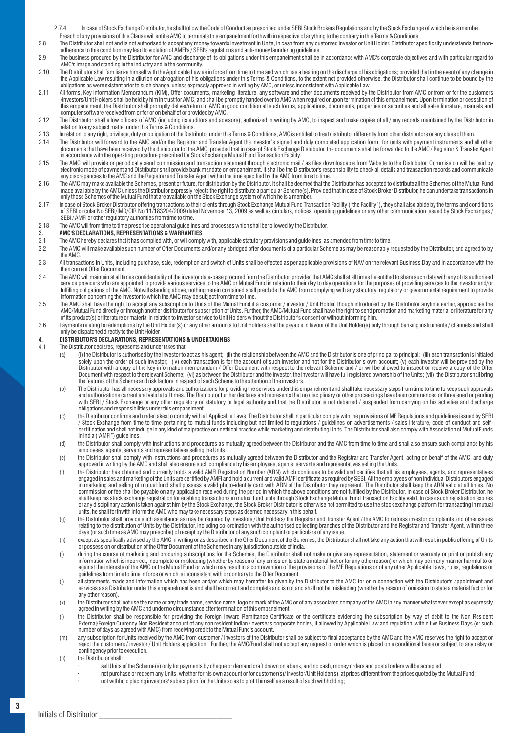2.7.4 In case of Stock Exchange Distributor, he shall follow the Code of Conduct as prescribed under SEBI Stock Brokers Regulations and by the Stock Exchange of which he is a member. Breach of any provisions of this Clause will entitle AMC to terminate this empanelment forthwith irrespective of anything to the contrary in this Terms & Conditions.

2.8 The Distributor shall not and is not authorised to accept any money towards investment in Units, in cash from any customer, investor or Unit Holder. Distributor specifically understands that non-adherence to this condition may lead to violation of AMFI's / SEBI's regulations and anti-money laundering guidelines.

2.9 The business procured by the Distributor for AMC and discharge of its obligations under this empanelment shall be in accordance with AMC's corporate objectives and with particular regard to AMC's image and standing in the industry and in the community.

2.10 The Distributor shall familiarize himself with the Applicable Law as in force from time to time and which has a bearing on the discharge of his obligations; provided that in the event of any change in the Applicable Law resulting in a dilution or abrogation of his obligations under this Terms & Conditions, to the extent not provided otherwise, the Distributor shall continue to be bound by the obligations as were existent prior to such change, unless expressly approved in writing by AMC, or unless inconsistent with Applicable Law.

2.11 All forms, Key Information Memorandum (KIM), Offer documents, marketing literature, any software and other documents received by the Distributor from AMC or from or for the customers /investors/Unit Holders shall be held by him in trust for AMC, and shall be promptly handed over to AMC when required or upon termination of this empanelment. Upon termination or cessation of this empanelment, the Distributor shall promptly deliver/return to AMC in good condition all such forms, applications, documents, properties or securities and all sales literature, manuals and computer software received from or for or on behalf of or provided by AMC.

2.12 The Distributor shall allow officers of AMC (including its auditors and advisors), authorized in writing by AMC, to inspect and make copies of all / any records maintained by the Distributor in relation to any subject matter under this Terms & Conditions.

2.13 In relation to any right, privilege, duty or obligation of the Distributor under this Terms & Conditions, AMC is entitled to treat distributor differently from other distributors or any class of them.

2.14 The Distributor will forward to the AMC and/or the Registrar and Transfer Agent the investor's signed and duly completed application form for units with payment instruments and all other documents that have been received by the distributor for the AMC, provided that in case of Stock Exchange Distributor, the documents shall be forwarded to the AMC / Registrar & Transfer Agent in accordance with the operating procedure prescribed for Stock Exchange Mutual Fund Transaction Facility.

2.15 The AMC will provide or periodically send commission and transaction statement through electronic mail / as files downloadable from Website to the Distributor. Commission will be paid by electronic mode of payment and Distributor shall provide bank mandate on empanelment. It shall be the Distributor's responsibility to check all details and transaction records and communicate any discrepancies to the AMC and the Registrar and Transfer Agent within the time specified by the AMC from time to time.

2.16 The AMC may make available the Schemes, present or future, for distribution by the Distributor. It shall be deemed that the Distributor has accepted to distribute all the Schemes of the Mutual Fund made available by the AMC unless the Distributor expressly rejects the right to distribute a particular Scheme(s). Provided that in case of Stock Broker Distributor, he can undertake transactions in only those Schemes of the Mutual Fund that are available on the Stock Exchange system of which he is a member.

2.17 In case of Stock Broker Distributor offering transactions to their clients through Stock Exchange Mutual Fund Transaction Facility ("the Facility"), they shall also abide by the terms and conditions of SEBI circular No SEBI/IMD/CIR No.11/183204/2009 dated November 13, 2009 as well as circulars, notices, operating guidelines or any other communication issued by Stock Exchanges / SEBI / AMFI or other regulatory authorities from time to time.

2.18 The AMC will from time to time prescribe operational guidelines and processes which shall be followed by the Distributor.

## 3. AMC'S DECLARATIONS, REPRESENTATIONS & WARRANTIES

3.1 The AMC hereby declares that it has complied with, or will comply with, applicable statutory provisions and guidelines, as amended from time to time.

3.2 The AMC will make available such number of Offer Documents and/or any abridged offer documents of a particular Scheme as may be reasonably requested by the Distributor, and agreed to by the AMC.

3.3 All transactions in Units, including purchase, sale, redemption and switch of Units shall be effected as per applicable provisions of NAV on the relevant Business Day and in accordance with the then current Offer Document.

3.4 The AMC will maintain at all times confidentiality of the investor data-base procured from the Distributor, provided that AMC shall at all times be entitled to share such data with any of its authorised service providers who are appointed to provide various services to the AMC or Mutual Fund in relation to their day to day operations for the purposes of providing services to the investor and/or fulfilling obligations of the AMC. Notwithstanding above, nothing herein contained shall preclude the AMC from complying with any statutory, regulatory or governmental requirement to provide information concerning the investor to which the AMC may be subject from time to time.

3.5 The AMC shall have the right to accept any subscription to Units of the Mutual Fund if a customer / investor / Unit Holder, though introduced by the Distributor anytime earlier, approaches the AMC/Mutual Fund directly or through another distributor for subscription of Units. Further, the AMC/Mutual Fund shall have the right to send promotion and marketing material or literature for any of its product(s) or literature or material in relation to investor service to Unit Holders without the Distributor's consent or without informing him.

3.6 Payments relating to redemptions by the Unit Holder(s) or any other amounts to Unit Holders shall be payable in favour of the Unit Holder(s) only through banking instruments / channels and shall only be dispatched directly to the Unit Holder.

## 4. DISTRIBUTOR'S DECLARATIONS, REPRESENTATIONS & UNDERTAKINGS

4.1 The Distributor declares, represents and undertakes that:

(a) (i) the Distributor is authorised by the investor to act as his agent; (ii) the relationship between the AMC and the Distributor is one of principal to principal; (iii) each transaction is initiated solely upon the order of such investor; (iv) each transaction is for the account of such investor and not for the Distributor's own account; (v) each investor will be provided by the Distributor with a copy of the key information memorandum / Offer Document with respect to the relevant Scheme and / or will be allowed to inspect or receive a copy of the Offer Document with respect to the relevant Scheme; (vi) as between the Distributor and the investor, the investor will have full registered ownership of the Units; (vii) the Distributor shall bring the features of the Scheme and risk factors in respect of such Scheme to the attention of the investors.

(b) The Distributor has all necessary approvals and authorizations for providing the services under this empanelment and shall take necessary steps from time to time to keep such approvals and authorizations current and valid at all times. The Distributor further declares and represents that no disciplinary or other proceedings have been commenced or threatened or pending with SEBI / Stock Exchange or any other regulatory or statutory or legal authority and that the Distributor is not debarred / suspended from carrying on his activities and discharge obligations and responsibilities under this empanelment.

(c) the Distributor confirms and undertakes to comply with all Applicable Laws. The Distributor shall in particular comply with the provisions of MF Regulations and guidelines issued by SEBI / Stock Exchange from time to time pertaining to mutual funds including but not limited to regulations / guidelines on advertisements / sales literature, code of conduct and self-certification and shall not indulge in any kind of malpractice or unethical practice while marketing and distributing Units. The Distributor shall also comply with Association of Mutual Funds in India ("AMFI") guidelines.

(d) the Distributor shall comply with instructions and procedures as mutually agreed between the Distributor and the AMC from time to time and shall also ensure such compliance by his employees, agents, servants and representatives selling the Units.

(e) the Distributor shall comply with instructions and procedures as mutually agreed between the Distributor and the Registrar and Transfer Agent, acting on behalf of the AMC, and duly approved in writing by the AMC and shall also ensure such compliance by his employees, agents, servants and representatives selling the Units.

(f) the Distributor has obtained and currently holds a valid AMFI Registration Number (ARN) which continues to be valid and certifies that all his employees, agents, and representatives engaged in sales and marketing of the Units are certified by AMFI and hold a current and valid AMFI certificate as required by SEBI. All the employees of non individual Distributors engaged in marketing and selling of mutual fund shall possess a valid photo-identity card with ARN of the Distributor they represent. The Distributor shall keep the ARN valid at all times. No commission or fee shall be payable on any application received during the period in which the above conditions are not fulfilled by the Distributor. In case of Stock Broker Distributor, he shall keep his stock exchange registration for enabling transactions in mutual fund units through Stock Exchange Mutual Fund Transaction Facility valid. In case such registration expires or any disciplinary action is taken against him by the Stock Exchange, the Stock Broker Distributor is otherwise not permitted to use the stock exchange platform for transacting in mutual units, he shall forthwith inform the AMC who may take necessary steps as deemed necessary in this behalf.

(g) the Distributor shall provide such assistance as may be required by investors /Unit Holders/ the Registrar and Transfer Agent / the AMC to redress investor complaints and other issues relating to the distribution of Units by the Distributor, including co-ordination with the authorised collecting branches of the Distributor and the Registrar and Transfer Agent, within three days (or such time as AMC may prescribe) of receipt by the Distributor of any such complaint or particulars of any issue.

(h) except as specifically advised by the AMC in writing or as described in the Offer Document of the Schemes, the Distributor shall not take any action that will result in public offering of Units or possession or distribution of the Offer Document of the Schemes in any jurisdiction outside of India.

(i) during the course of marketing and procuring subscriptions for the Schemes, the Distributor shall not make or give any representation, statement or warranty or print or publish any information which is incorrect, incomplete or misleading (whether by reason of any omission to state a material fact or for any other reason) or which may be in any manner harmful to or against the interests of the AMC or the Mutual Fund or which may result in a contravention of the provisions of the MF Regulations or of any other Applicable Laws, rules, regulations or guidelines from time to time in force or which is inconsistent with or contrary to the Offer Document.

(j) all statements made and information which has been and/or which may hereafter be given by the Distributor to the AMC for or in connection with the Distributor's appointment and services as a Distributor under this empanelment is and shall be correct and complete and is not and shall not be misleading (whether by reason of omission to state a material fact or for any other reason).

(k) the Distributor shall not use the name or any trade name, service name, logo or mark of the AMC or of any associated company of the AMC in any manner whatsoever except as expressly agreed in writing by the AMC and under no circumstance after termination of this empanelment.

(l) the Distributor shall be responsible for providing the Foreign Inward Remittance Certificate or the certificate evidencing the subscription by way of debit to the Non Resident External/Foreign Currency Non Resident account of any non resident Indian / overseas corporate bodies, if allowed by Applicable Law and regulation, within five Business Days (or such number of days as agreed with AMC) from receiving credit to the Mutual Fund's account.

(m) any subscription for Units received by the AMC from customer / investors of the Distributor shall be subject to final acceptance by the AMC and the AMC reserves the right to accept or reject the customers / investor / Unit Holders application. Further, the AMC/Fund shall not accept any request or order which is placed on a conditional basis or subject to any delay or contingency prior to execution.

(n) the Distributor shall:

- sell Units of the Scheme(s) only for payments by cheque or demand draft drawn on a bank, and no cash, money orders and postal orders will be accepted;
- not purchase or redeem any Units, whether for his own account or for customer(s)/ investor/Unit Holder(s), at prices different from the prices quoted by the Mutual Fund;
- not withhold placing investors' subscription for the Units so as to profit himself as a result of such withholding;

Initials of Distributor ___________________________________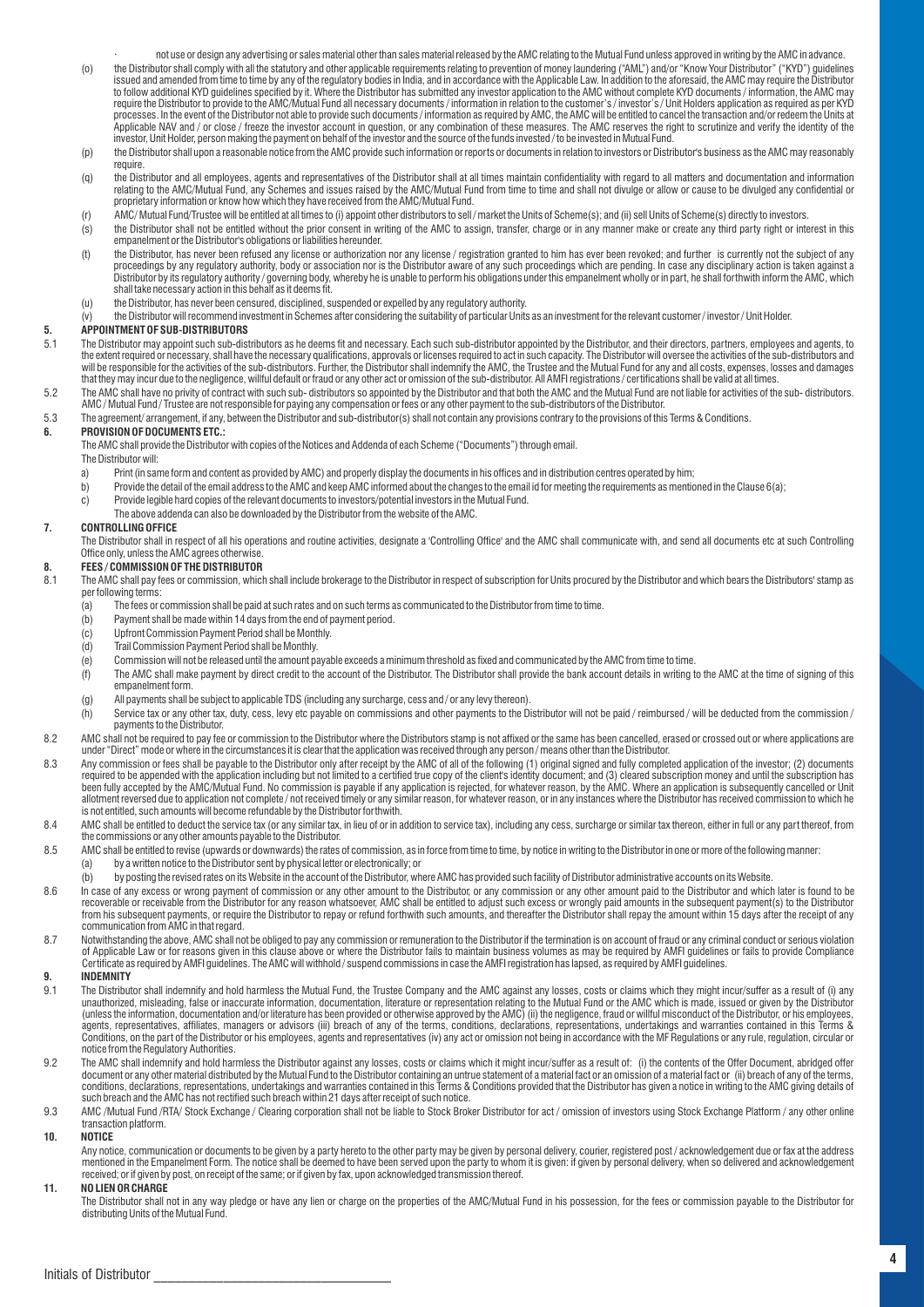· not use or design any advertising or sales material other than sales material released by the AMC relating to the Mutual Fund unless approved in writing by the AMC in advance.

(o) the Distributor shall comply with all the statutory and other applicable requirements relating to prevention of money laundering ("AML") and/or "Know Your Distributor" ("KYD") guidelines issued and amended from time to time by any of the regulatory bodies in India, and in accordance with the Applicable Law. In addition to the aforesaid, the AMC may require the Distributor to follow additional KYD guidelines specified by it. Where the Distributor has submitted any investor application to the AMC without complete KYD documents / information, the AMC may require the Distributor to provide to the AMC/Mutual Fund all necessary documents / information in relation to the customer's / investor's / Unit Holders application as required as per KYD processes. In the event of the Distributor not able to provide such documents / information as required by AMC, the AMC will be entitled to cancel the transaction and/or redeem the Units at Applicable NAV and / or close / freeze the investor account in question, or any combination of these measures. The AMC reserves the right to scrutinize and verify the identity of the investor, Unit Holder, person making the payment on behalf of the investor and the source of the funds invested / to be invested in Mutual Fund.

(p) the Distributor shall upon a reasonable notice from the AMC provide such information or reports or documents in relation to investors or Distributor's business as the AMC may reasonably require.

(q) the Distributor and all employees, agents and representatives of the Distributor shall at all times maintain confidentiality with regard to all matters and documentation and information relating to the AMC/Mutual Fund, any Schemes and issues raised by the AMC/Mutual Fund from time to time and shall not divulge or allow or cause to be divulged any confidential or proprietary information or know how which they have received from the AMC/Mutual Fund.

(r) AMC/ Mutual Fund/Trustee will be entitled at all times to (i) appoint other distributors to sell / market the Units of Scheme(s); and (ii) sell Units of Scheme(s) directly to investors.

(s) the Distributor shall not be entitled without the prior consent in writing of the AMC to assign, transfer, charge or in any manner make or create any third party right or interest in this empanelment or the Distributor's obligations or liabilities hereunder.

(t) the Distributor, has never been refused any license or authorization nor any license / registration granted to him has ever been revoked; and further is currently not the subject of any proceedings by any regulatory authority, body or association nor is the Distributor aware of any such proceedings which are pending. In case any disciplinary action is taken against a Distributor by its regulatory authority / governing body, whereby he is unable to perform his obligations under this empanelment wholly or in part, he shall forthwith inform the AMC, which shall take necessary action in this behalf as it deems fit.

(u) the Distributor, has never been censured, disciplined, suspended or expelled by any regulatory authority.

(v) the Distributor will recommend investment in Schemes after considering the suitability of particular Units as an investment for the relevant customer / investor / Unit Holder.

## 5. APPOINTMENT OF SUB-DISTRIBUTORS

5.1 The Distributor may appoint such sub-distributors as he deems fit and necessary. Each such sub-distributor appointed by the Distributor, and their directors, partners, employees and agents, to the extent required or necessary, shall have the necessary qualifications, approvals or licenses required to act in such capacity. The Distributor will oversee the activities of the sub-distributors and will be responsible for the activities of the sub-distributors. Further, the Distributor shall indemnify the AMC, the Trustee and the Mutual Fund for any and all costs, expenses, losses and damages that they may incur due to the negligence, willful default or fraud or any other act or omission of the sub-distributor. All AMFI registrations / certifications shall be valid at all times.

5.2 The AMC shall have no privity of contract with such sub- distributors so appointed by the Distributor and that both the AMC and the Mutual Fund are not liable for activities of the sub- distributors. AMC / Mutual Fund / Trustee are not responsible for paying any compensation or fees or any other payment to the sub-distributors of the Distributor.

5.3 The agreement/ arrangement, if any, between the Distributor and sub-distributor(s) shall not contain any provisions contrary to the provisions of this Terms & Conditions.

## 6. PROVISION OF DOCUMENTS ETC.:

The AMC shall provide the Distributor with copies of the Notices and Addenda of each Scheme ("Documents") through email.

The Distributor will:

a) Print (in same form and content as provided by AMC) and properly display the documents in his offices and in distribution centres operated by him;

b) Provide the detail of the email address to the AMC and keep AMC informed about the changes to the email id for meeting the requirements as mentioned in the Clause 6(a);

c) Provide legible hard copies of the relevant documents to investors/potential investors in the Mutual Fund.

The above addenda can also be downloaded by the Distributor from the website of the AMC.

## 7. CONTROLLING OFFICE

The Distributor shall in respect of all his operations and routine activities, designate a 'Controlling Office' and the AMC shall communicate with, and send all documents etc at such Controlling Office only, unless the AMC agrees otherwise.

## 8. FEES / COMMISSION OF THE DISTRIBUTOR

8.1 The AMC shall pay fees or commission, which shall include brokerage to the Distributor in respect of subscription for Units procured by the Distributor and which bears the Distributors' stamp as per following terms:

(a) The fees or commission shall be paid at such rates and on such terms as communicated to the Distributor from time to time.

(b) Payment shall be made within 14 days from the end of payment period.

(c) Upfront Commission Payment Period shall be Monthly.

(d) Trail Commission Payment Period shall be Monthly.

(e) Commission will not be released until the amount payable exceeds a minimum threshold as fixed and communicated by the AMC from time to time.

(f) The AMC shall make payment by direct credit to the account of the Distributor. The Distributor shall provide the bank account details in writing to the AMC at the time of signing of this empanelment form.

(g) All payments shall be subject to applicable TDS (including any surcharge, cess and / or any levy thereon).

(h) Service tax or any other tax, duty, cess, levy etc payable on commissions and other payments to the Distributor will not be paid / reimbursed / will be deducted from the commission / payments to the Distributor.

8.2 AMC shall not be required to pay fee or commission to the Distributor where the Distributors stamp is not affixed or the same has been cancelled, erased or crossed out or where applications are under "Direct" mode or where in the circumstances it is clear that the application was received through any person / means other than the Distributor.

8.3 Any commission or fees shall be payable to the Distributor only after receipt by the AMC of all of the following (1) original signed and fully completed application of the investor; (2) documents required to be appended with the application including but not limited to a certified true copy of the client's identity document; and (3) cleared subscription money and until the subscription has been fully accepted by the AMC/Mutual Fund. No commission is payable if any application is rejected, for whatever reason, by the AMC. Where an application is subsequently cancelled or Unit allotment reversed due to application not complete / not received timely or any similar reason, for whatever reason, or in any instances where the Distributor has received commission to which he is not entitled, such amounts will become refundable by the Distributor forthwith.

8.4 AMC shall be entitled to deduct the service tax (or any similar tax, in lieu of or in addition to service tax), including any cess, surcharge or similar tax thereon, either in full or any part thereof, from the commissions or any other amounts payable to the Distributor.

8.5 AMC shall be entitled to revise (upwards or downwards) the rates of commission, as in force from time to time, by notice in writing to the Distributor in one or more of the following manner:

(a) by a written notice to the Distributor sent by physical letter or electronically; or

(b) by posting the revised rates on its Website in the account of the Distributor, where AMC has provided such facility of Distributor administrative accounts on its Website.

8.6 In case of any excess or wrong payment of commission or any other amount to the Distributor, or any commission or any other amount paid to the Distributor and which later is found to be recoverable or receivable from the Distributor for any reason whatsoever, AMC shall be entitled to adjust such excess or wrongly paid amounts in the subsequent payment(s) to the Distributor from his subsequent payments, or require the Distributor to repay or refund forthwith such amounts, and thereafter the Distributor shall repay the amount within 15 days after the receipt of any communication from AMC in that regard.

8.7 Notwithstanding the above, AMC shall not be obliged to pay any commission or remuneration to the Distributor if the termination is on account of fraud or any criminal conduct or serious violation of Applicable Law or for reasons given in this clause above or where the Distributor fails to maintain business volumes as may be required by AMFI guidelines or fails to provide Compliance Certificate as required by AMFI guidelines. The AMC will withhold / suspend commissions in case the AMFI registration has lapsed, as required by AMFI guidelines.

## 9. INDEMNITY

9.1 The Distributor shall indemnify and hold harmless the Mutual Fund, the Trustee Company and the AMC against any losses, costs or claims which they might incur/suffer as a result of (i) any unauthorized, misleading, false or inaccurate information, documentation, literature or representation relating to the Mutual Fund or the AMC which is made, issued or given by the Distributor (unless the information, documentation and/or literature has been provided or otherwise approved by the AMC) (ii) the negligence, fraud or willful misconduct of the Distributor, or his employees, agents, representatives, affiliates, managers or advisors (iii) breach of any of the terms, conditions, declarations, representations, undertakings and warranties contained in this Terms & Conditions, on the part of the Distributor or his employees, agents and representatives (iv) any act or omission not being in accordance with the MF Regulations or any rule, regulation, circular or notice from the Regulatory Authorities.

9.2 The AMC shall indemnify and hold harmless the Distributor against any losses, costs or claims which it might incur/suffer as a result of: (i) the contents of the Offer Document, abridged offer document or any other material distributed by the Mutual Fund to the Distributor containing an untrue statement of a material fact or an omission of a material fact or (ii) breach of any of the terms, conditions, declarations, representations, undertakings and warranties contained in this Terms & Conditions provided that the Distributor has given a notice in writing to the AMC giving details of such breach and the AMC has not rectified such breach within 21 days after receipt of such notice.

9.3 AMC /Mutual Fund /RTA/ Stock Exchange / Clearing corporation shall not be liable to Stock Broker Distributor for act / omission of investors using Stock Exchange Platform / any other online transaction platform.

## 10. NOTICE

Any notice, communication or documents to be given by a party hereto to the other party may be given by personal delivery, courier, registered post / acknowledgement due or fax at the address mentioned in the Empanelment Form. The notice shall be deemed to have been served upon the party to whom it is given: if given by personal delivery, when so delivered and acknowledgement received; or if given by post, on receipt of the same; or if given by fax, upon acknowledged transmission thereof.

## 11. NO LIEN OR CHARGE

The Distributor shall not in any way pledge or have any lien or charge on the properties of the AMC/Mutual Fund in his possession, for the fees or commission payable to the Distributor for distributing Units of the Mutual Fund.

Initials of Distributor ___________________________________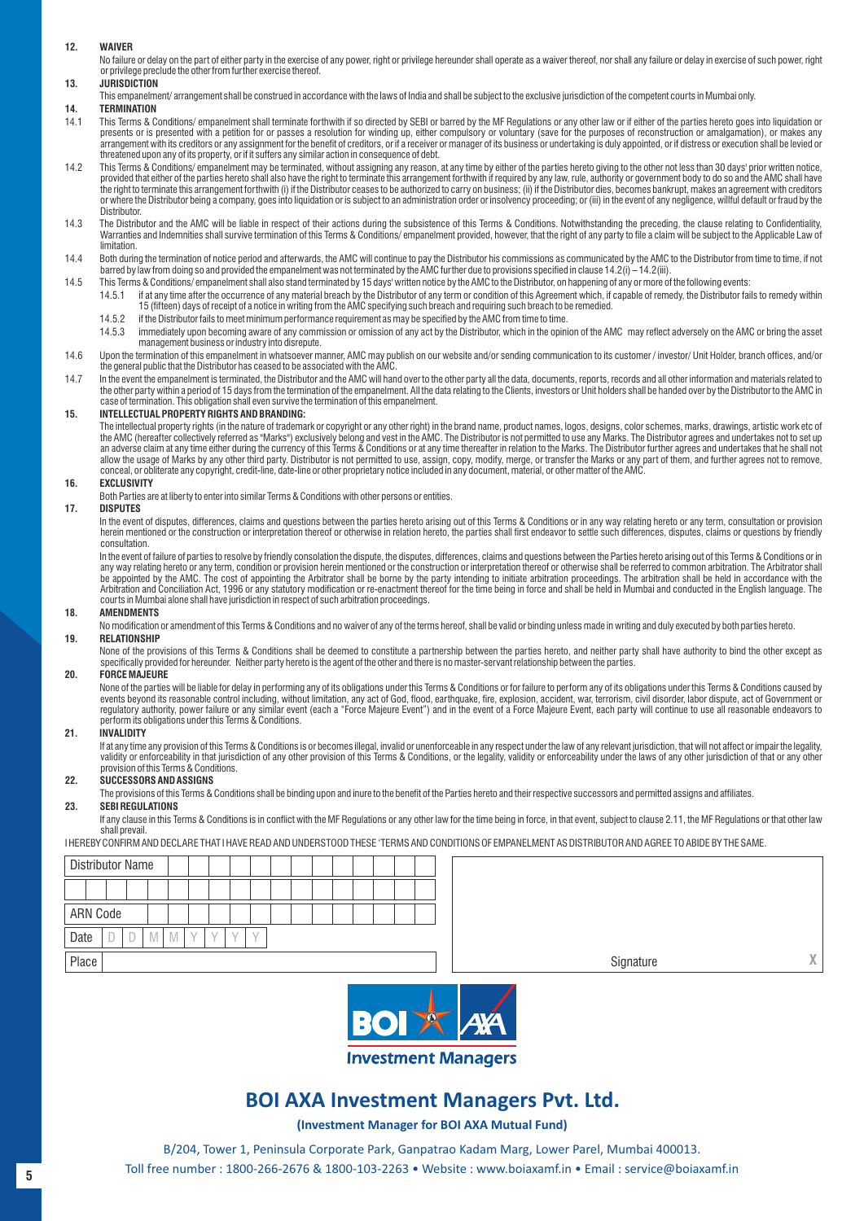**12. WAIVER**

No failure or delay on the part of either party in the exercise of any power, right or privilege hereunder shall operate as a waiver thereof, nor shall any failure or delay in exercise of such power, right or privilege preclude the other from further exercise thereof.

**13. JURISDICTION**

This empanelment/ arrangement shall be construed in accordance with the laws of India and shall be subject to the exclusive jurisdiction of the competent courts in Mumbai only.

**14. TERMINATION**

14.1 This Terms & Conditions/ empanelment shall terminate forthwith if so directed by SEBI or barred by the MF Regulations or any other law or if either of the parties hereto goes into liquidation or presents or is presented with a petition for or passes a resolution for winding up, either compulsory or voluntary (save for the purposes of reconstruction or amalgamation), or makes any arrangement with its creditors or any assignment for the benefit of creditors, or if a receiver or manager of its business or undertaking is duly appointed, or if distress or execution shall be levied or threatened upon any of its property, or if it suffers any similar action in consequence of debt.

14.2 This Terms & Conditions/ empanelment may be terminated, without assigning any reason, at any time by either of the parties hereto giving to the other not less than 30 days' prior written notice, provided that either of the parties hereto shall also have the right to terminate this arrangement forthwith if required by any law, rule, authority or government body to do so and the AMC shall have the right to terminate this arrangement forthwith (i) if the Distributor ceases to be authorized to carry on business; (ii) if the Distributor dies, becomes bankrupt, makes an agreement with creditors or where the Distributor being a company, goes into liquidation or is subject to an administration order or insolvency proceeding; or (iii) in the event of any negligence, willful default or fraud by the Distributor.

14.3 The Distributor and the AMC will be liable in respect of their actions during the subsistence of this Terms & Conditions. Notwithstanding the preceding, the clause relating to Confidentiality, Warranties and Indemnities shall survive termination of this Terms & Conditions/ empanelment provided, however, that the right of any party to file a claim will be subject to the Applicable Law of limitation.

14.4 Both during the termination of notice period and afterwards, the AMC will continue to pay the Distributor his commissions as communicated by the AMC to the Distributor from time to time, if not barred by law from doing so and provided the empanelment was not terminated by the AMC further due to provisions specified in clause 14.2(i) – 14.2(iii).

14.5 This Terms & Conditions/ empanelment shall also stand terminated by 15 days' written notice by the AMC to the Distributor, on happening of any or more of the following events:

14.5.1 if at any time after the occurrence of any material breach by the Distributor of any term or condition of this Agreement which, if capable of remedy, the Distributor fails to remedy within 15 (fifteen) days of receipt of a notice in writing from the AMC specifying such breach and requiring such breach to be remedied.

14.5.2 if the Distributor fails to meet minimum performance requirement as may be specified by the AMC from time to time.

14.5.3 immediately upon becoming aware of any commission or omission of any act by the Distributor, which in the opinion of the AMC may reflect adversely on the AMC or bring the asset management business or industry into disrepute.

14.6 Upon the termination of this empanelment in whatsoever manner, AMC may publish on our website and/or sending communication to its customer / investor/ Unit Holder, branch offices, and/or the general public that the Distributor has ceased to be associated with the AMC.

14.7 In the event the empanelment is terminated, the Distributor and the AMC will hand over to the other party all the data, documents, reports, records and all other information and materials related to the other party within a period of 15 days from the termination of the empanelment. All the data relating to the Clients, investors or Unit holders shall be handed over by the Distributor to the AMC in case of termination. This obligation shall even survive the termination of this empanelment.

**15. INTELLECTUAL PROPERTY RIGHTS AND BRANDING:**

The intellectual property rights (in the nature of trademark or copyright or any other right) in the brand name, product names, logos, designs, color schemes, marks, drawings, artistic work etc of the AMC (hereafter collectively referred as "Marks") exclusively belong and vest in the AMC. The Distributor is not permitted to use any Marks. The Distributor agrees and undertakes not to set up an adverse claim at any time either during the currency of this Terms & Conditions or at any time thereafter in relation to the Marks. The Distributor further agrees and undertakes that he shall not allow the usage of Marks by any other third party. Distributor is not permitted to use, assign, copy, modify, merge, or transfer the Marks or any part of them, and further agrees not to remove, conceal, or obliterate any copyright, credit-line, date-line or other proprietary notice included in any document, material, or other matter of the AMC.

**16. EXCLUSIVITY**

Both Parties are at liberty to enter into similar Terms & Conditions with other persons or entities.

**17. DISPUTES**

In the event of disputes, differences, claims and questions between the parties hereto arising out of this Terms & Conditions or in any way relating hereto or any term, consultation or provision herein mentioned or the construction or interpretation thereof or otherwise in relation hereto, the parties shall first endeavor to settle such differences, disputes, claims or questions by friendly consultation.

In the event of failure of parties to resolve by friendly consolidation the dispute, the disputes, differences, claims and questions between the Parties hereto arising out of this Terms & Conditions or in any way relating hereto or any term, condition or provision herein mentioned or the construction or interpretation thereof or otherwise shall be referred to common arbitration. The Arbitrator shall be appointed by the AMC. The cost of appointing the Arbitrator shall be borne by the party intending to initiate arbitration proceedings. The arbitration shall be held in accordance with the Arbitration and Conciliation Act, 1996 or any statutory modification or re-enactment thereof for the time being in force and shall be held in Mumbai and conducted in the English language. The courts in Mumbai alone shall have jurisdiction in respect of such arbitration proceedings.

**18. AMENDMENTS**

No modification or amendment of this Terms & Conditions and no waiver of any of the terms hereof, shall be valid or binding unless made in writing and duly executed by both parties hereto.

**19. RELATIONSHIP**

None of the provisions of this Terms & Conditions shall be deemed to constitute a partnership between the parties hereto, and neither party shall have authority to bind the other except as specifically provided for hereunder. Neither party hereto is the agent of the other and there is no master-servant relationship between the parties.

**20. FORCE MAJEURE**

None of the parties will be liable for delay in performing any of its obligations under this Terms & Conditions or for failure to perform any of its obligations under this Terms & Conditions caused by events beyond its reasonable control including, without limitation, any act of God, flood, earthquake, fire, explosion, accident, war, terrorism, civil disorder, labor dispute, act of Government or regulatory authority, power failure or any similar event (each a "Force Majeure Event") and in the event of a Force Majeure Event, each party will continue to use all reasonable endeavors to perform its obligations under this Terms & Conditions.

**21. INVALIDITY**

If at any time any provision of this Terms & Conditions is or becomes illegal, invalid or unenforceable in any respect under the law of any relevant jurisdiction, that will not affect or impair the legality, validity or enforceability in that jurisdiction of any other provision of this Terms & Conditions, or the legality, validity or enforceability under the laws of any other jurisdiction of that or any other provision of this Terms & Conditions.

**22. SUCCESSORS AND ASSIGNS**

The provisions of this Terms & Conditions shall be binding upon and inure to the benefit of the Parties hereto and their respective successors and permitted assigns and affiliates.

**23. SEBI REGULATIONS**

If any clause in this Terms & Conditions is in conflict with the MF Regulations or any other law for the time being in force, in that event, subject to clause 2.11, the MF Regulations or that other law shall prevail.

I HEREBY CONFIRM AND DECLARE THAT I HAVE READ AND UNDERSTOOD THESE 'TERMS AND CONDITIONS OF EMPANELMENT AS DISTRIBUTOR AND AGREE TO ABIDE BY THE SAME.

| | |
|---|---|
| Distributor Name | |
| | |
| ARN Code | |
| Date | D D M M Y Y Y Y |
| Place | |

Signature X

BOI AXA Investment Managers

## BOI AXA Investment Managers Pvt. Ltd.

**(Investment Manager for BOI AXA Mutual Fund)**

B/204, Tower 1, Peninsula Corporate Park, Ganpatrao Kadam Marg, Lower Parel, Mumbai 400013.

Toll free number : 1800-266-2676 & 1800-103-2263 • Website : www.boiaxamf.in • Email : service@boiaxamf.in